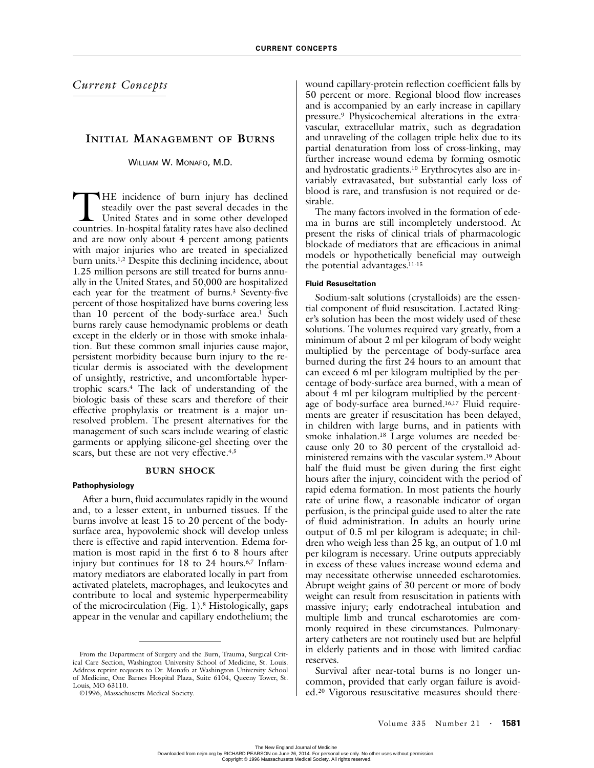*Current Concepts*

# INITIAL MANAGEMENT OF BURNS

WILLIAM W. MONAFO, M.D.

THE incidence of burn injury has declined steadily over the past several decades in the United States and in some other developed countries. In-hospital fatality rates have also declined and are now only about 4 percent among patients with major injuries who are treated in specialized burn units.[1,2] Despite this declining incidence, about 1.25 million persons are still treated for burns annually in the United States, and 50,000 are hospitalized each year for the treatment of burns.[3] Seventy-five percent of those hospitalized have burns covering less than 10 percent of the body-surface area.[1] Such burns rarely cause hemodynamic problems or death except in the elderly or in those with smoke inhalation. But these common small injuries cause major, persistent morbidity because burn injury to the reticular dermis is associated with the development of unsightly, restrictive, and uncomfortable hypertrophic scars.[4] The lack of understanding of the biologic basis of these scars and therefore of their effective prophylaxis or treatment is a major unresolved problem. The present alternatives for the management of such scars include wearing of elastic garments or applying silicone-gel sheeting over the scars, but these are not very effective.[4,5]

## BURN SHOCK

### Pathophysiology

After a burn, fluid accumulates rapidly in the wound and, to a lesser extent, in unburned tissues. If the burns involve at least 15 to 20 percent of the body-surface area, hypovolemic shock will develop unless there is effective and rapid intervention. Edema formation is most rapid in the first 6 to 8 hours after injury but continues for 18 to 24 hours.[6,7] Inflammatory mediators are elaborated locally in part from activated platelets, macrophages, and leukocytes and contribute to local and systemic hyperpermeability of the microcirculation (Fig. 1).[8] Histologically, gaps appear in the venular and capillary endothelium; the wound capillary-protein reflection coefficient falls by 50 percent or more. Regional blood flow increases and is accompanied by an early increase in capillary pressure.[9] Physicochemical alterations in the extravascular, extracellular matrix, such as degradation and unraveling of the collagen triple helix due to its partial denaturation from loss of cross-linking, may further increase wound edema by forming osmotic and hydrostatic gradients.[10] Erythrocytes also are invariably extravasated, but substantial early loss of blood is rare, and transfusion is not required or desirable.

The many factors involved in the formation of edema in burns are still incompletely understood. At present the risks of clinical trials of pharmacologic blockade of mediators that are efficacious in animal models or hypothetically beneficial may outweigh the potential advantages.[11-15]

### Fluid Resuscitation

Sodium-salt solutions (crystalloids) are the essential component of fluid resuscitation. Lactated Ringer's solution has been the most widely used of these solutions. The volumes required vary greatly, from a minimum of about 2 ml per kilogram of body weight multiplied by the percentage of body-surface area burned during the first 24 hours to an amount that can exceed 6 ml per kilogram multiplied by the percentage of body-surface area burned, with a mean of about 4 ml per kilogram multiplied by the percentage of body-surface area burned.[16,17] Fluid requirements are greater if resuscitation has been delayed, in children with large burns, and in patients with smoke inhalation.[18] Large volumes are needed because only 20 to 30 percent of the crystalloid administered remains with the vascular system.[19] About half the fluid must be given during the first eight hours after the injury, coincident with the period of rapid edema formation. In most patients the hourly rate of urine flow, a reasonable indicator of organ perfusion, is the principal guide used to alter the rate of fluid administration. In adults an hourly urine output of 0.5 ml per kilogram is adequate; in children who weigh less than 25 kg, an output of 1.0 ml per kilogram is necessary. Urine outputs appreciably in excess of these values increase wound edema and may necessitate otherwise unneeded escharotomies. Abrupt weight gains of 30 percent or more of body weight can result from resuscitation in patients with massive injury; early endotracheal intubation and multiple limb and truncal escharotomies are commonly required in these circumstances. Pulmonary-artery catheters are not routinely used but are helpful in elderly patients and in those with limited cardiac reserves.

Survival after near-total burns is no longer uncommon, provided that early organ failure is avoided.[20] Vigorous resuscitative measures should there-

From the Department of Surgery and the Burn, Trauma, Surgical Critical Care Section, Washington University School of Medicine, St. Louis. Address reprint requests to Dr. Monafo at Washington University School of Medicine, One Barnes Hospital Plaza, Suite 6104, Queeny Tower, St. Louis, MO 63110.

©1996, Massachusetts Medical Society.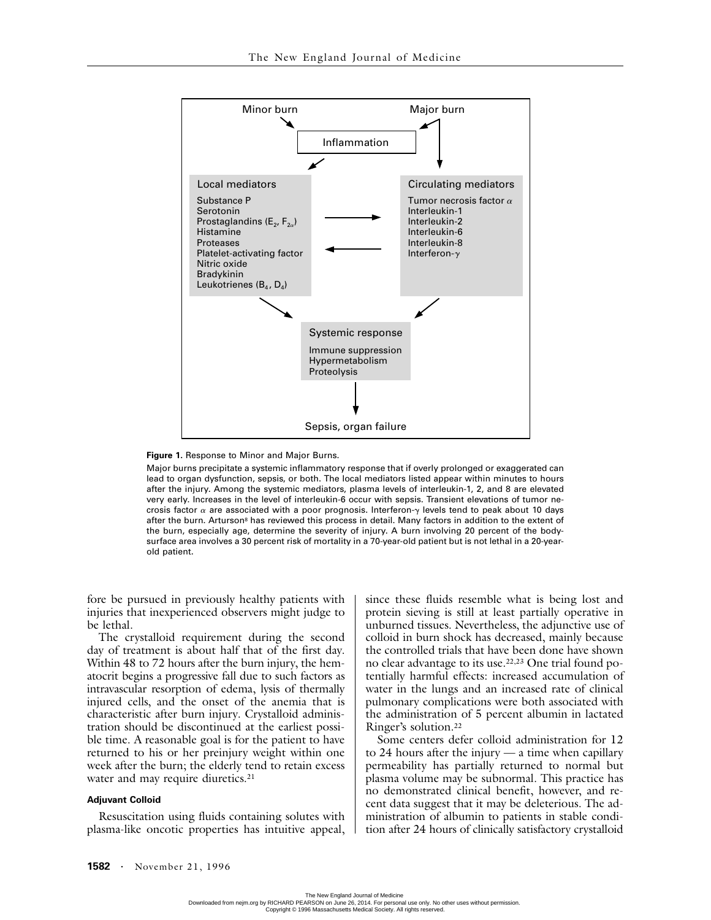Minor burn

Major burn

Inflammation

Local mediators

Substance P
Serotonin
Prostaglandins ($E_2$, $F_{2\alpha}$)
Histamine
Proteases
Platelet-activating factor
Nitric oxide
Bradykinin
Leukotrienes ($B_4$, $D_4$)

Circulating mediators

Tumor necrosis factor $\alpha$
Interleukin-1
Interleukin-2
Interleukin-6
Interleukin-8
Interferon-$\gamma$

Systemic response

Immune suppression
Hypermetabolism
Proteolysis

Sepsis, organ failure

**Figure 1.** Response to Minor and Major Burns.

Major burns precipitate a systemic inflammatory response that if overly prolonged or exaggerated can lead to organ dysfunction, sepsis, or both. The local mediators listed appear within minutes to hours after the injury. Among the systemic mediators, plasma levels of interleukin-1, 2, and 8 are elevated very early. Increases in the level of interleukin-6 occur with sepsis. Transient elevations of tumor necrosis factor $\alpha$ are associated with a poor prognosis. Interferon-$\gamma$ levels tend to peak about 10 days after the burn. Arturson[8] has reviewed this process in detail. Many factors in addition to the extent of the burn, especially age, determine the severity of injury. A burn involving 20 percent of the body-surface area involves a 30 percent risk of mortality in a 70-year-old patient but is not lethal in a 20-year-old patient.

fore be pursued in previously healthy patients with injuries that inexperienced observers might judge to be lethal.

The crystalloid requirement during the second day of treatment is about half that of the first day. Within 48 to 72 hours after the burn injury, the hematocrit begins a progressive fall due to such factors as intravascular resorption of edema, lysis of thermally injured cells, and the onset of the anemia that is characteristic after burn injury. Crystalloid administration should be discontinued at the earliest possible time. A reasonable goal is for the patient to have returned to his or her preinjury weight within one week after the burn; the elderly tend to retain excess water and may require diuretics.[21]

#### Adjuvant Colloid

Resuscitation using fluids containing solutes with plasma-like oncotic properties has intuitive appeal, since these fluids resemble what is being lost and protein sieving is still at least partially operative in unburned tissues. Nevertheless, the adjunctive use of colloid in burn shock has decreased, mainly because the controlled trials that have been done have shown no clear advantage to its use.[22,23] One trial found potentially harmful effects: increased accumulation of water in the lungs and an increased rate of clinical pulmonary complications were both associated with the administration of 5 percent albumin in lactated Ringer's solution.[22]

Some centers defer colloid administration for 12 to 24 hours after the injury — a time when capillary permeability has partially returned to normal but plasma volume may be subnormal. This practice has no demonstrated clinical benefit, however, and recent data suggest that it may be deleterious. The administration of albumin to patients in stable condition after 24 hours of clinically satisfactory crystalloid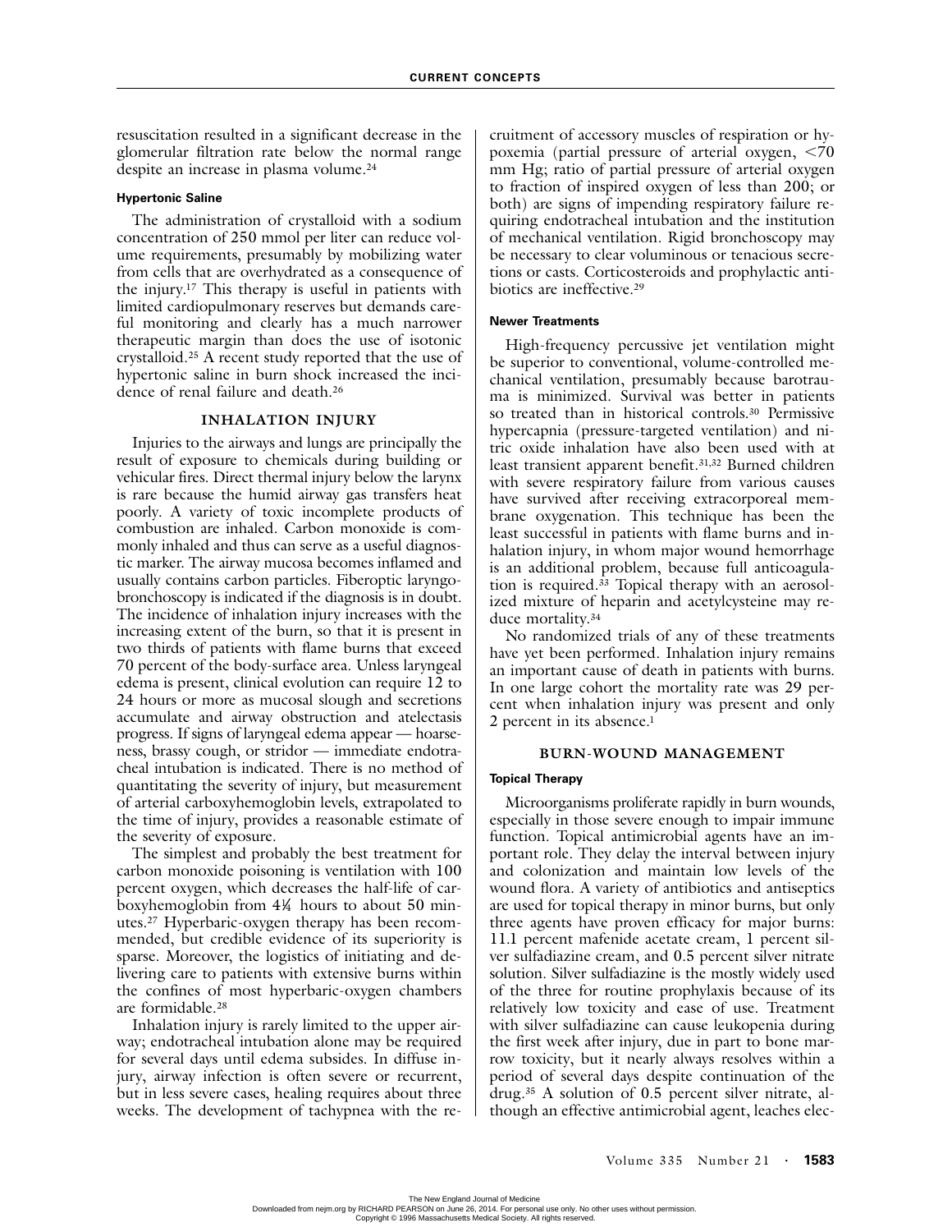resuscitation resulted in a significant decrease in the glomerular filtration rate below the normal range despite an increase in plasma volume.[24]

### Hypertonic Saline

The administration of crystalloid with a sodium concentration of 250 mmol per liter can reduce volume requirements, presumably by mobilizing water from cells that are overhydrated as a consequence of the injury.[17] This therapy is useful in patients with limited cardiopulmonary reserves but demands careful monitoring and clearly has a much narrower therapeutic margin than does the use of isotonic crystalloid.[25] A recent study reported that the use of hypertonic saline in burn shock increased the incidence of renal failure and death.[26]

## INHALATION INJURY

Injuries to the airways and lungs are principally the result of exposure to chemicals during building or vehicular fires. Direct thermal injury below the larynx is rare because the humid airway gas transfers heat poorly. A variety of toxic incomplete products of combustion are inhaled. Carbon monoxide is commonly inhaled and thus can serve as a useful diagnostic marker. The airway mucosa becomes inflamed and usually contains carbon particles. Fiberoptic laryngobronchoscopy is indicated if the diagnosis is in doubt. The incidence of inhalation injury increases with the increasing extent of the burn, so that it is present in two thirds of patients with flame burns that exceed 70 percent of the body-surface area. Unless laryngeal edema is present, clinical evolution can require 12 to 24 hours or more as mucosal slough and secretions accumulate and airway obstruction and atelectasis progress. If signs of laryngeal edema appear — hoarseness, brassy cough, or stridor — immediate endotracheal intubation is indicated. There is no method of quantitating the severity of injury, but measurement of arterial carboxyhemoglobin levels, extrapolated to the time of injury, provides a reasonable estimate of the severity of exposure.

The simplest and probably the best treatment for carbon monoxide poisoning is ventilation with 100 percent oxygen, which decreases the half-life of carboxyhemoglobin from 4¼ hours to about 50 minutes.[27] Hyperbaric-oxygen therapy has been recommended, but credible evidence of its superiority is sparse. Moreover, the logistics of initiating and delivering care to patients with extensive burns within the confines of most hyperbaric-oxygen chambers are formidable.[28]

Inhalation injury is rarely limited to the upper airway; endotracheal intubation alone may be required for several days until edema subsides. In diffuse injury, airway infection is often severe or recurrent, but in less severe cases, healing requires about three weeks. The development of tachypnea with the recruitment of accessory muscles of respiration or hypoxemia (partial pressure of arterial oxygen, <70 mm Hg; ratio of partial pressure of arterial oxygen to fraction of inspired oxygen of less than 200; or both) are signs of impending respiratory failure requiring endotracheal intubation and the institution of mechanical ventilation. Rigid bronchoscopy may be necessary to clear voluminous or tenacious secretions or casts. Corticosteroids and prophylactic antibiotics are ineffective.[29]

### Newer Treatments

High-frequency percussive jet ventilation might be superior to conventional, volume-controlled mechanical ventilation, presumably because barotrauma is minimized. Survival was better in patients so treated than in historical controls.[30] Permissive hypercapnia (pressure-targeted ventilation) and nitric oxide inhalation have also been used with at least transient apparent benefit.[31,32] Burned children with severe respiratory failure from various causes have survived after receiving extracorporeal membrane oxygenation. This technique has been the least successful in patients with flame burns and inhalation injury, in whom major wound hemorrhage is an additional problem, because full anticoagulation is required.[33] Topical therapy with an aerosolized mixture of heparin and acetylcysteine may reduce mortality.[34]

No randomized trials of any of these treatments have yet been performed. Inhalation injury remains an important cause of death in patients with burns. In one large cohort the mortality rate was 29 percent when inhalation injury was present and only 2 percent in its absence.[1]

## BURN-WOUND MANAGEMENT

### Topical Therapy

Microorganisms proliferate rapidly in burn wounds, especially in those severe enough to impair immune function. Topical antimicrobial agents have an important role. They delay the interval between injury and colonization and maintain low levels of the wound flora. A variety of antibiotics and antiseptics are used for topical therapy in minor burns, but only three agents have proven efficacy for major burns: 11.1 percent mafenide acetate cream, 1 percent silver sulfadiazine cream, and 0.5 percent silver nitrate solution. Silver sulfadiazine is the mostly widely used of the three for routine prophylaxis because of its relatively low toxicity and ease of use. Treatment with silver sulfadiazine can cause leukopenia during the first week after injury, due in part to bone marrow toxicity, but it nearly always resolves within a period of several days despite continuation of the drug.[35] A solution of 0.5 percent silver nitrate, although an effective antimicrobial agent, leaches elec-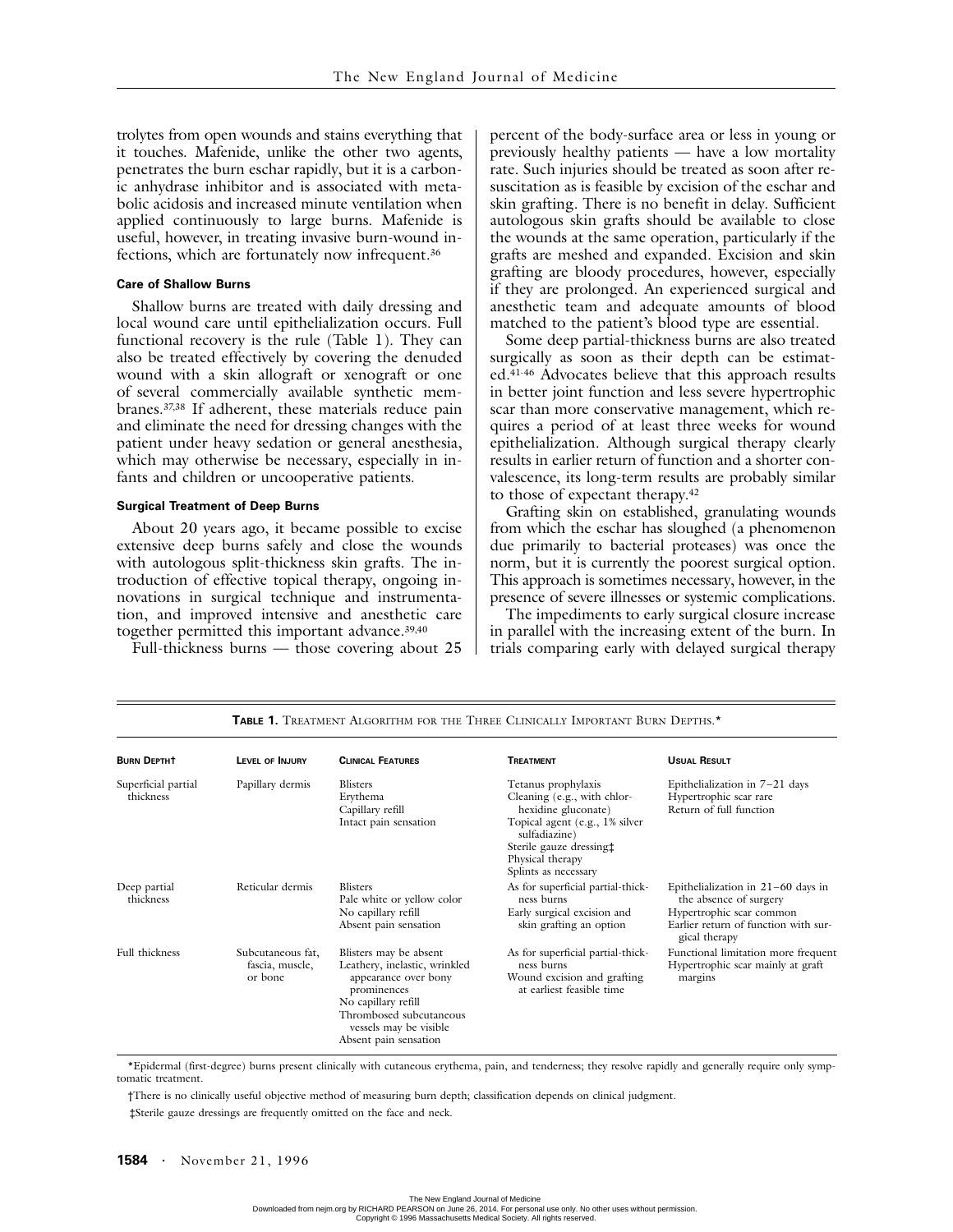trolytes from open wounds and stains everything that it touches. Mafenide, unlike the other two agents, penetrates the burn eschar rapidly, but it is a carbonic anhydrase inhibitor and is associated with metabolic acidosis and increased minute ventilation when applied continuously to large burns. Mafenide is useful, however, in treating invasive burn-wound infections, which are fortunately now infrequent.[36]

#### Care of Shallow Burns

Shallow burns are treated with daily dressing and local wound care until epithelialization occurs. Full functional recovery is the rule (Table 1). They can also be treated effectively by covering the denuded wound with a skin allograft or xenograft or one of several commercially available synthetic membranes.[37,38] If adherent, these materials reduce pain and eliminate the need for dressing changes with the patient under heavy sedation or general anesthesia, which may otherwise be necessary, especially in infants and children or uncooperative patients.

#### Surgical Treatment of Deep Burns

About 20 years ago, it became possible to excise extensive deep burns safely and close the wounds with autologous split-thickness skin grafts. The introduction of effective topical therapy, ongoing innovations in surgical technique and instrumentation, and improved intensive and anesthetic care together permitted this important advance.[39,40]

Full-thickness burns — those covering about 25 percent of the body-surface area or less in young or previously healthy patients — have a low mortality rate. Such injuries should be treated as soon after resuscitation as is feasible by excision of the eschar and skin grafting. There is no benefit in delay. Sufficient autologous skin grafts should be available to close the wounds at the same operation, particularly if the grafts are meshed and expanded. Excision and skin grafting are bloody procedures, however, especially if they are prolonged. An experienced surgical and anesthetic team and adequate amounts of blood matched to the patient's blood type are essential.

Some deep partial-thickness burns are also treated surgically as soon as their depth can be estimated.[41-46] Advocates believe that this approach results in better joint function and less severe hypertrophic scar than more conservative management, which requires a period of at least three weeks for wound epithelialization. Although surgical therapy clearly results in earlier return of function and a shorter convalescence, its long-term results are probably similar to those of expectant therapy.[42]

Grafting skin on established, granulating wounds from which the eschar has sloughed (a phenomenon due primarily to bacterial proteases) was once the norm, but it is currently the poorest surgical option. This approach is sometimes necessary, however, in the presence of severe illnesses or systemic complications.

The impediments to early surgical closure increase in parallel with the increasing extent of the burn. In trials comparing early with delayed surgical therapy

**Table 1.** Treatment Algorithm for the Three Clinically Important Burn Depths.*

| Burn Depth† | Level of Injury | Clinical Features | Treatment | Usual Result |
|---|---|---|---|---|
| Superficial partial thickness | Papillary dermis | Blisters<br>Erythema<br>Capillary refill<br>Intact pain sensation | Tetanus prophylaxis<br>Cleaning (e.g., with chlorhexidine gluconate)<br>Topical agent (e.g., 1% silver sulfadiazine)<br>Sterile gauze dressing‡<br>Physical therapy<br>Splints as necessary | Epithelialization in 7–21 days<br>Hypertrophic scar rare<br>Return of full function |
| Deep partial thickness | Reticular dermis | Blisters<br>Pale white or yellow color<br>No capillary refill<br>Absent pain sensation | As for superficial partial-thickness burns<br>Early surgical excision and skin grafting an option | Epithelialization in 21–60 days in the absence of surgery<br>Hypertrophic scar common<br>Earlier return of function with surgical therapy |
| Full thickness | Subcutaneous fat, fascia, muscle, or bone | Blisters may be absent<br>Leathery, inelastic, wrinkled appearance over bony prominences<br>No capillary refill<br>Thrombosed subcutaneous vessels may be visible<br>Absent pain sensation | As for superficial partial-thickness burns<br>Wound excision and grafting at earliest feasible time | Functional limitation more frequent<br>Hypertrophic scar mainly at graft margins |

*Epidermal (first-degree) burns present clinically with cutaneous erythema, pain, and tenderness; they resolve rapidly and generally require only symptomatic treatment.

†There is no clinically useful objective method of measuring burn depth; classification depends on clinical judgment.

‡Sterile gauze dressings are frequently omitted on the face and neck.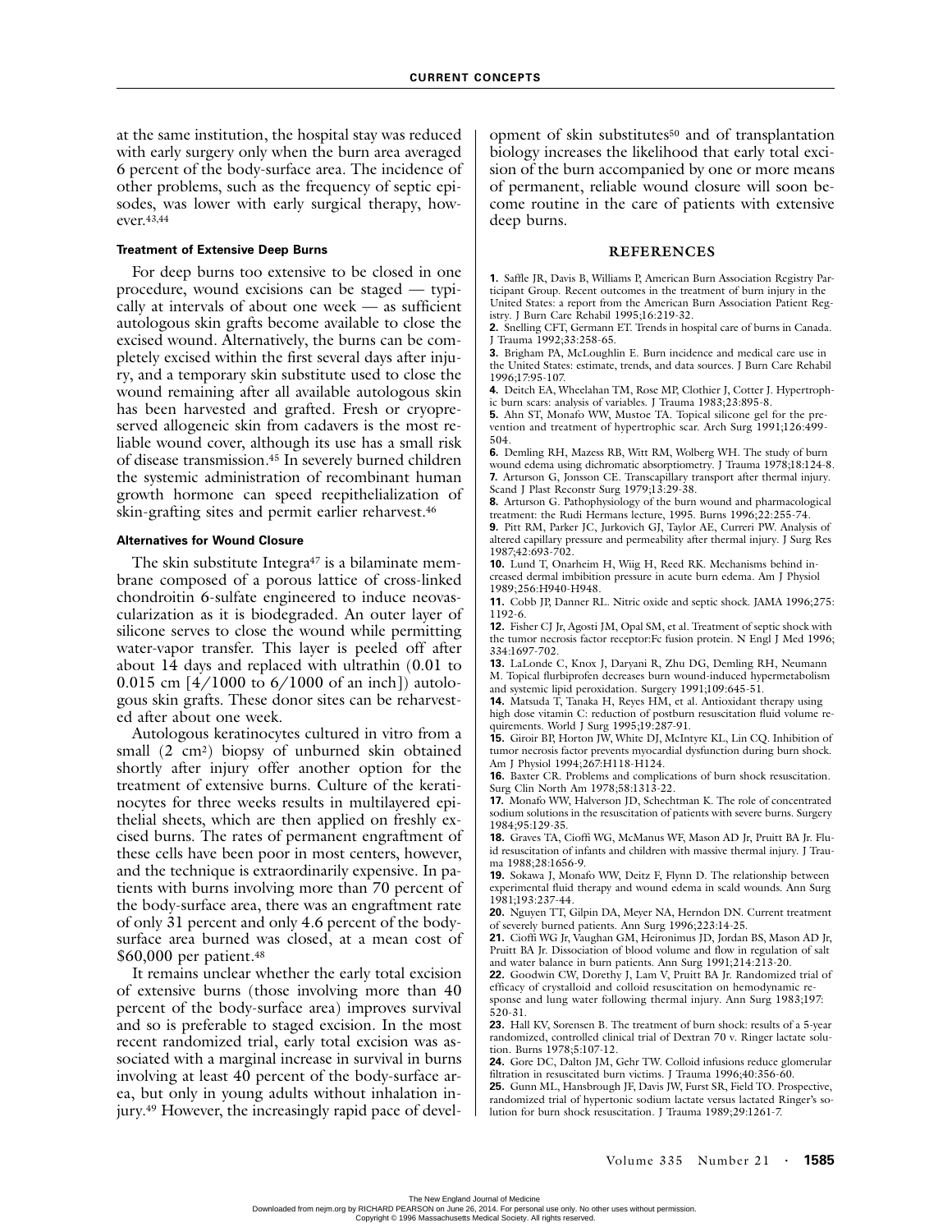at the same institution, the hospital stay was reduced with early surgery only when the burn area averaged 6 percent of the body-surface area. The incidence of other problems, such as the frequency of septic episodes, was lower with early surgical therapy, however.[43,44]

#### Treatment of Extensive Deep Burns

For deep burns too extensive to be closed in one procedure, wound excisions can be staged — typically at intervals of about one week — as sufficient autologous skin grafts become available to close the excised wound. Alternatively, the burns can be completely excised within the first several days after injury, and a temporary skin substitute used to close the wound remaining after all available autologous skin has been harvested and grafted. Fresh or cryopreserved allogeneic skin from cadavers is the most reliable wound cover, although its use has a small risk of disease transmission.[45] In severely burned children the systemic administration of recombinant human growth hormone can speed reepithelialization of skin-grafting sites and permit earlier reharvest.[46]

#### Alternatives for Wound Closure

The skin substitute Integra[47] is a bilaminate membrane composed of a porous lattice of cross-linked chondroitin 6-sulfate engineered to induce neovascularization as it is biodegraded. An outer layer of silicone serves to close the wound while permitting water-vapor transfer. This layer is peeled off after about 14 days and replaced with ultrathin (0.01 to 0.015 cm [4/1000 to 6/1000 of an inch]) autologous skin grafts. These donor sites can be reharvested after about one week.

Autologous keratinocytes cultured in vitro from a small (2 $cm^2$) biopsy of unburned skin obtained shortly after injury offer another option for the treatment of extensive burns. Culture of the keratinocytes for three weeks results in multilayered epithelial sheets, which are then applied on freshly excised burns. The rates of permanent engraftment of these cells have been poor in most centers, however, and the technique is extraordinarily expensive. In patients with burns involving more than 70 percent of the body-surface area, there was an engraftment rate of only 31 percent and only 4.6 percent of the body-surface area burned was closed, at a mean cost of $60,000 per patient.[48]

It remains unclear whether the early total excision of extensive burns (those involving more than 40 percent of the body-surface area) improves survival and so is preferable to staged excision. In the most recent randomized trial, early total excision was associated with a marginal increase in survival in burns involving at least 40 percent of the body-surface area, but only in young adults without inhalation injury.[49] However, the increasingly rapid pace of development of skin substitutes[50] and of transplantation biology increases the likelihood that early total excision of the burn accompanied by one or more means of permanent, reliable wound closure will soon become routine in the care of patients with extensive deep burns.

## REFERENCES

1. Saffle JR, Davis B, Williams P, American Burn Association Registry Participant Group. Recent outcomes in the treatment of burn injury in the United States: a report from the American Burn Association Patient Registry. J Burn Care Rehabil 1995;16:219-32.
2. Snelling CFT, Germann ET. Trends in hospital care of burns in Canada. J Trauma 1992;33:258-65.
3. Brigham PA, McLoughlin E. Burn incidence and medical care use in the United States: estimate, trends, and data sources. J Burn Care Rehabil 1996;17:95-107.
4. Deitch EA, Wheelahan TM, Rose MP, Clothier J, Cotter J. Hypertrophic burn scars: analysis of variables. J Trauma 1983;23:895-8.
5. Ahn ST, Monafo WW, Mustoe TA. Topical silicone gel for the prevention and treatment of hypertrophic scar. Arch Surg 1991;126:499-504.
6. Demling RH, Mazess RB, Witt RM, Wolberg WH. The study of burn wound edema using dichromatic absorptiometry. J Trauma 1978;18:124-8.
7. Arturson G, Jonsson CE. Transcapillary transport after thermal injury. Scand J Plast Reconstr Surg 1979;13:29-38.
8. Arturson G. Pathophysiology of the burn wound and pharmacological treatment: the Rudi Hermans lecture, 1995. Burns 1996;22:255-74.
9. Pitt RM, Parker JC, Jurkovich GJ, Taylor AE, Curreri PW. Analysis of altered capillary pressure and permeability after thermal injury. J Surg Res 1987;42:693-702.
10. Lund T, Onarheim H, Wiig H, Reed RK. Mechanisms behind increased dermal imbibition pressure in acute burn edema. Am J Physiol 1989;256:H940-H948.
11. Cobb JP, Danner RL. Nitric oxide and septic shock. JAMA 1996;275:1192-6.
12. Fisher CJ Jr, Agosti JM, Opal SM, et al. Treatment of septic shock with the tumor necrosis factor receptor:Fc fusion protein. N Engl J Med 1996;334:1697-702.
13. LaLonde C, Knox J, Daryani R, Zhu DG, Demling RH, Neumann M. Topical flurbiprofen decreases burn wound-induced hypermetabolism and systemic lipid peroxidation. Surgery 1991;109:645-51.
14. Matsuda T, Tanaka H, Reyes HM, et al. Antioxidant therapy using high dose vitamin C: reduction of postburn resuscitation fluid volume requirements. World J Surg 1995;19:287-91.
15. Giroir BP, Horton JW, White DJ, McIntyre KL, Lin CQ. Inhibition of tumor necrosis factor prevents myocardial dysfunction during burn shock. Am J Physiol 1994;267:H118-H124.
16. Baxter CR. Problems and complications of burn shock resuscitation. Surg Clin North Am 1978;58:1313-22.
17. Monafo WW, Halverson JD, Schechtman K. The role of concentrated sodium solutions in the resuscitation of patients with severe burns. Surgery 1984;95:129-35.
18. Graves TA, Cioffi WG, McManus WF, Mason AD Jr, Pruitt BA Jr. Fluid resuscitation of infants and children with massive thermal injury. J Trauma 1988;28:1656-9.
19. Sokawa J, Monafo WW, Deitz F, Flynn D. The relationship between experimental fluid therapy and wound edema in scald wounds. Ann Surg 1981;193:237-44.
20. Nguyen TT, Gilpin DA, Meyer NA, Herndon DN. Current treatment of severely burned patients. Ann Surg 1996;223:14-25.
21. Cioffi WG Jr, Vaughan GM, Heironimus JD, Jordan BS, Mason AD Jr, Pruitt BA Jr. Dissociation of blood volume and flow in regulation of salt and water balance in burn patients. Ann Surg 1991;214:213-20.
22. Goodwin CW, Dorethy J, Lam V, Pruitt BA Jr. Randomized trial of efficacy of crystalloid and colloid resuscitation on hemodynamic response and lung water following thermal injury. Ann Surg 1983;197:520-31.
23. Hall KV, Sorensen B. The treatment of burn shock: results of a 5-year randomized, controlled clinical trial of Dextran 70 v. Ringer lactate solution. Burns 1978;5:107-12.
24. Gore DC, Dalton JM, Gehr TW. Colloid infusions reduce glomerular filtration in resuscitated burn victims. J Trauma 1996;40:356-60.
25. Gunn ML, Hansbrough JF, Davis JW, Furst SR, Field TO. Prospective, randomized trial of hypertonic sodium lactate versus lactated Ringer's solution for burn shock resuscitation. J Trauma 1989;29:1261-7.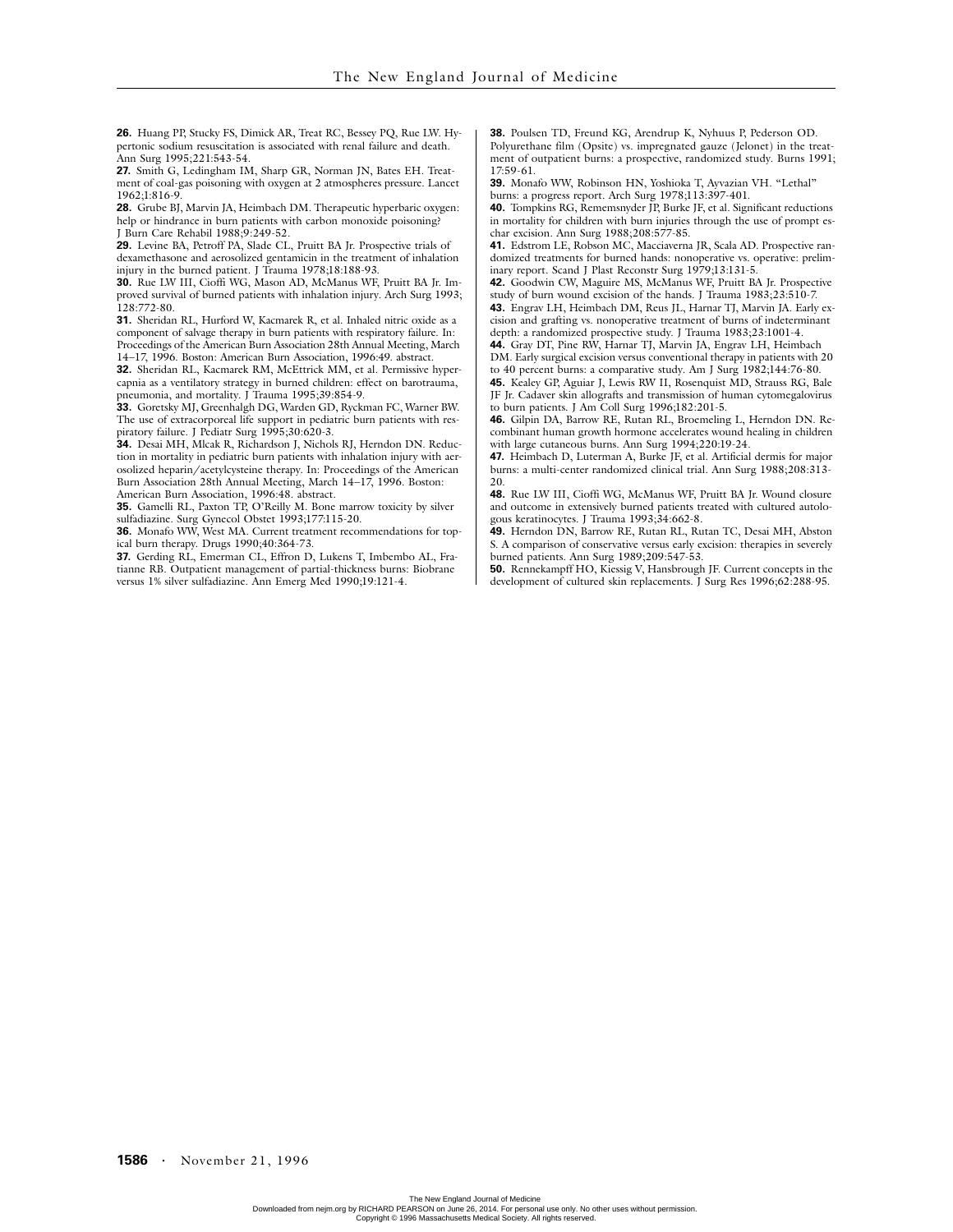**26.** Huang PP, Stucky FS, Dimick AR, Treat RC, Bessey PQ, Rue LW. Hypertonic sodium resuscitation is associated with renal failure and death. Ann Surg 1995;221:543-54.

**27.** Smith G, Ledingham IM, Sharp GR, Norman JN, Bates EH. Treatment of coal-gas poisoning with oxygen at 2 atmospheres pressure. Lancet 1962;1:816-9.

**28.** Grube BJ, Marvin JA, Heimbach DM. Therapeutic hyperbaric oxygen: help or hindrance in burn patients with carbon monoxide poisoning? J Burn Care Rehabil 1988;9:249-52.

**29.** Levine BA, Petroff PA, Slade CL, Pruitt BA Jr. Prospective trials of dexamethasone and aerosolized gentamicin in the treatment of inhalation injury in the burned patient. J Trauma 1978;18:188-93.

**30.** Rue LW III, Cioffi WG, Mason AD, McManus WF, Pruitt BA Jr. Improved survival of burned patients with inhalation injury. Arch Surg 1993;128:772-80.

**31.** Sheridan RL, Hurford W, Kacmarek R, et al. Inhaled nitric oxide as a component of salvage therapy in burn patients with respiratory failure. In: Proceedings of the American Burn Association 28th Annual Meeting, March 14–17, 1996. Boston: American Burn Association, 1996:49. abstract.

**32.** Sheridan RL, Kacmarek RM, McEttrick MM, et al. Permissive hypercapnia as a ventilatory strategy in burned children: effect on barotrauma, pneumonia, and mortality. J Trauma 1995;39:854-9.

**33.** Goretsky MJ, Greenhalgh DG, Warden GD, Ryckman FC, Warner BW. The use of extracorporeal life support in pediatric burn patients with respiratory failure. J Pediatr Surg 1995;30:620-3.

**34.** Desai MH, Mlcak R, Richardson J, Nichols RJ, Herndon DN. Reduction in mortality in pediatric burn patients with inhalation injury with aerosolized heparin/acetylcysteine therapy. In: Proceedings of the American Burn Association 28th Annual Meeting, March 14–17, 1996. Boston: American Burn Association, 1996:48. abstract.

**35.** Gamelli RL, Paxton TP, O'Reilly M. Bone marrow toxicity by silver sulfadiazine. Surg Gynecol Obstet 1993;177:115-20.

**36.** Monafo WW, West MA. Current treatment recommendations for topical burn therapy. Drugs 1990;40:364-73.

**37.** Gerding RL, Emerman CL, Effron D, Lukens T, Imbembo AL, Fratianne RB. Outpatient management of partial-thickness burns: Biobrane versus 1% silver sulfadiazine. Ann Emerg Med 1990;19:121-4.

**38.** Poulsen TD, Freund KG, Arendrup K, Nyhuus P, Pederson OD. Polyurethane film (Opsite) vs. impregnated gauze (Jelonet) in the treatment of outpatient burns: a prospective, randomized study. Burns 1991;17:59-61.

**39.** Monafo WW, Robinson HN, Yoshioka T, Ayvazian VH. "Lethal" burns: a progress report. Arch Surg 1978;113:397-401.

**40.** Tompkins RG, Rememsnyder JP, Burke JF, et al. Significant reductions in mortality for children with burn injuries through the use of prompt eschar excision. Ann Surg 1988;208:577-85.

**41.** Edstrom LE, Robson MC, Macciaverna JR, Scala AD. Prospective randomized treatments for burned hands: nonoperative vs. operative: preliminary report. Scand J Plast Reconstr Surg 1979;13:131-5.

**42.** Goodwin CW, Maguire MS, McManus WF, Pruitt BA Jr. Prospective study of burn wound excision of the hands. J Trauma 1983;23:510-7.

**43.** Engrav LH, Heimbach DM, Reus JL, Harnar TJ, Marvin JA. Early excision and grafting vs. nonoperative treatment of burns of indeterminant depth: a randomized prospective study. J Trauma 1983;23:1001-4.

**44.** Gray DT, Pine RW, Harnar TJ, Marvin JA, Engrav LH, Heimbach DM. Early surgical excision versus conventional therapy in patients with 20 to 40 percent burns: a comparative study. Am J Surg 1982;144:76-80.

**45.** Kealey GP, Aguiar J, Lewis RW II, Rosenquist MD, Strauss RG, Bale JF Jr. Cadaver skin allografts and transmission of human cytomegalovirus to burn patients. J Am Coll Surg 1996;182:201-5.

**46.** Gilpin DA, Barrow RE, Rutan RL, Broemeling L, Herndon DN. Recombinant human growth hormone accelerates wound healing in children with large cutaneous burns. Ann Surg 1994;220:19-24.

**47.** Heimbach D, Luterman A, Burke JF, et al. Artificial dermis for major burns: a multi-center randomized clinical trial. Ann Surg 1988;208:313-20.

**48.** Rue LW III, Cioffi WG, McManus WF, Pruitt BA Jr. Wound closure and outcome in extensively burned patients treated with cultured autologous keratinocytes. J Trauma 1993;34:662-8.

**49.** Herndon DN, Barrow RE, Rutan RL, Rutan TC, Desai MH, Abston S. A comparison of conservative versus early excision: therapies in severely burned patients. Ann Surg 1989;209:547-53.

**50.** Rennekampff HO, Kiessig V, Hansbrough JF. Current concepts in the development of cultured skin replacements. J Surg Res 1996;62:288-95.